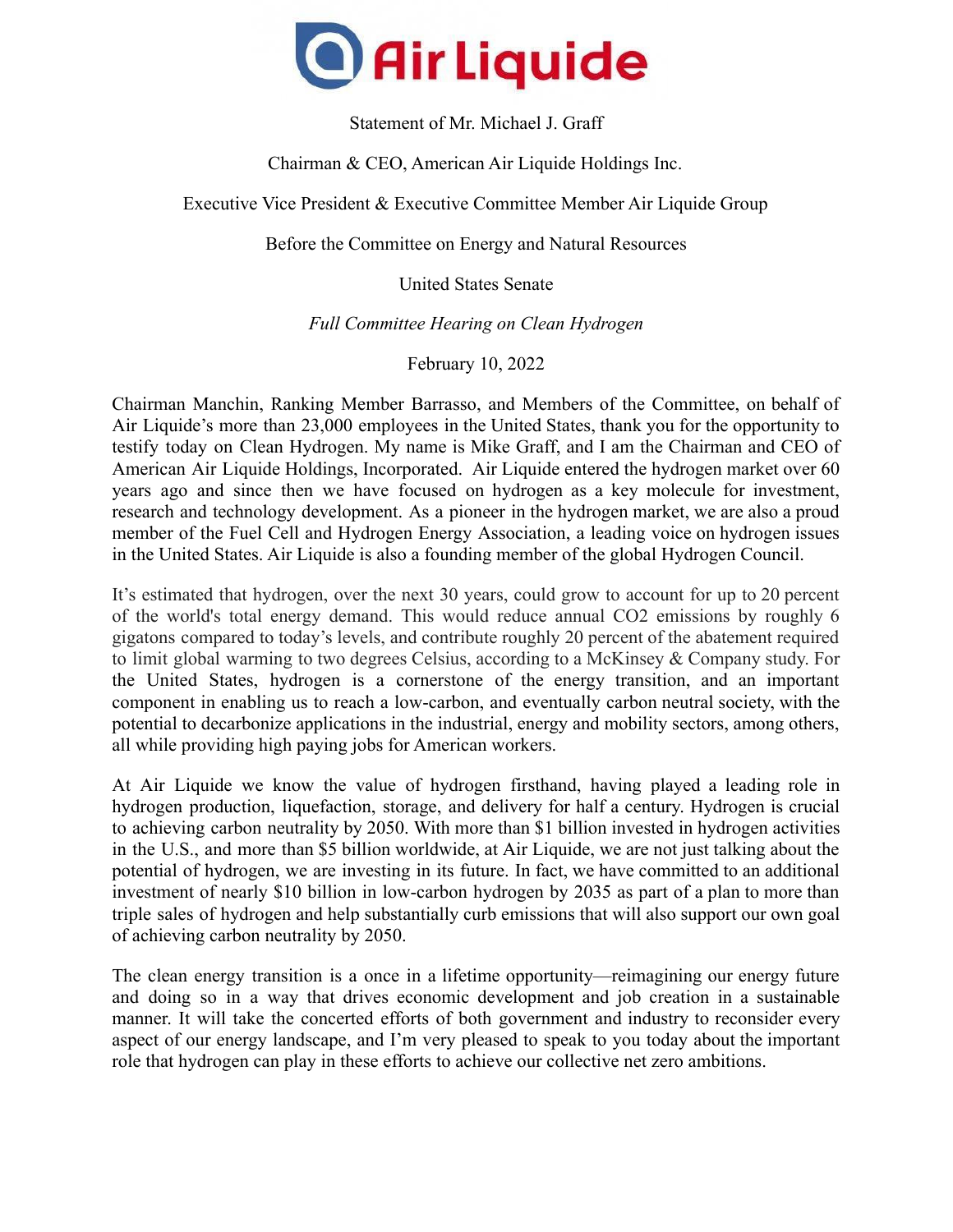Statement of Mr. Michael J. Graff

Chairman & CEO, American Air Liquide Holdings Inc.

Executive Vice President & Executive Committee Member Air Liquide Group

Before the Committee on Energy and Natural Resources

United States Senate

*Full Committee Hearing on Clean Hydrogen*

February 10, 2022

Chairman Manchin, Ranking Member Barrasso, and Members of the Committee, on behalf of Air Liquide's more than 23,000 employees in the United States, thank you for the opportunity to testify today on Clean Hydrogen. My name is Mike Graff, and I am the Chairman and CEO of American Air Liquide Holdings, Incorporated. Air Liquide entered the hydrogen market over 60 years ago and since then we have focused on hydrogen as a key molecule for investment, research and technology development. As a pioneer in the hydrogen market, we are also a proud member of the Fuel Cell and Hydrogen Energy Association, a leading voice on hydrogen issues in the United States. Air Liquide is also a founding member of the global Hydrogen Council.

It's estimated that hydrogen, over the next 30 years, could grow to account for up to 20 percent of the world's total energy demand. This would reduce annual $CO_2$ emissions by roughly 6 gigatons compared to today's levels, and contribute roughly 20 percent of the abatement required to limit global warming to two degrees Celsius, according to a McKinsey & Company study. For the United States, hydrogen is a cornerstone of the energy transition, and an important component in enabling us to reach a low-carbon, and eventually carbon neutral society, with the potential to decarbonize applications in the industrial, energy and mobility sectors, among others, all while providing high paying jobs for American workers.

At Air Liquide we know the value of hydrogen firsthand, having played a leading role in hydrogen production, liquefaction, storage, and delivery for half a century. Hydrogen is crucial to achieving carbon neutrality by 2050. With more than $1 billion invested in hydrogen activities in the U.S., and more than $5 billion worldwide, at Air Liquide, we are not just talking about the potential of hydrogen, we are investing in its future. In fact, we have committed to an additional investment of nearly $10 billion in low-carbon hydrogen by 2035 as part of a plan to more than triple sales of hydrogen and help substantially curb emissions that will also support our own goal of achieving carbon neutrality by 2050.

The clean energy transition is a once in a lifetime opportunity—reimagining our energy future and doing so in a way that drives economic development and job creation in a sustainable manner. It will take the concerted efforts of both government and industry to reconsider every aspect of our energy landscape, and I'm very pleased to speak to you today about the important role that hydrogen can play in these efforts to achieve our collective net zero ambitions.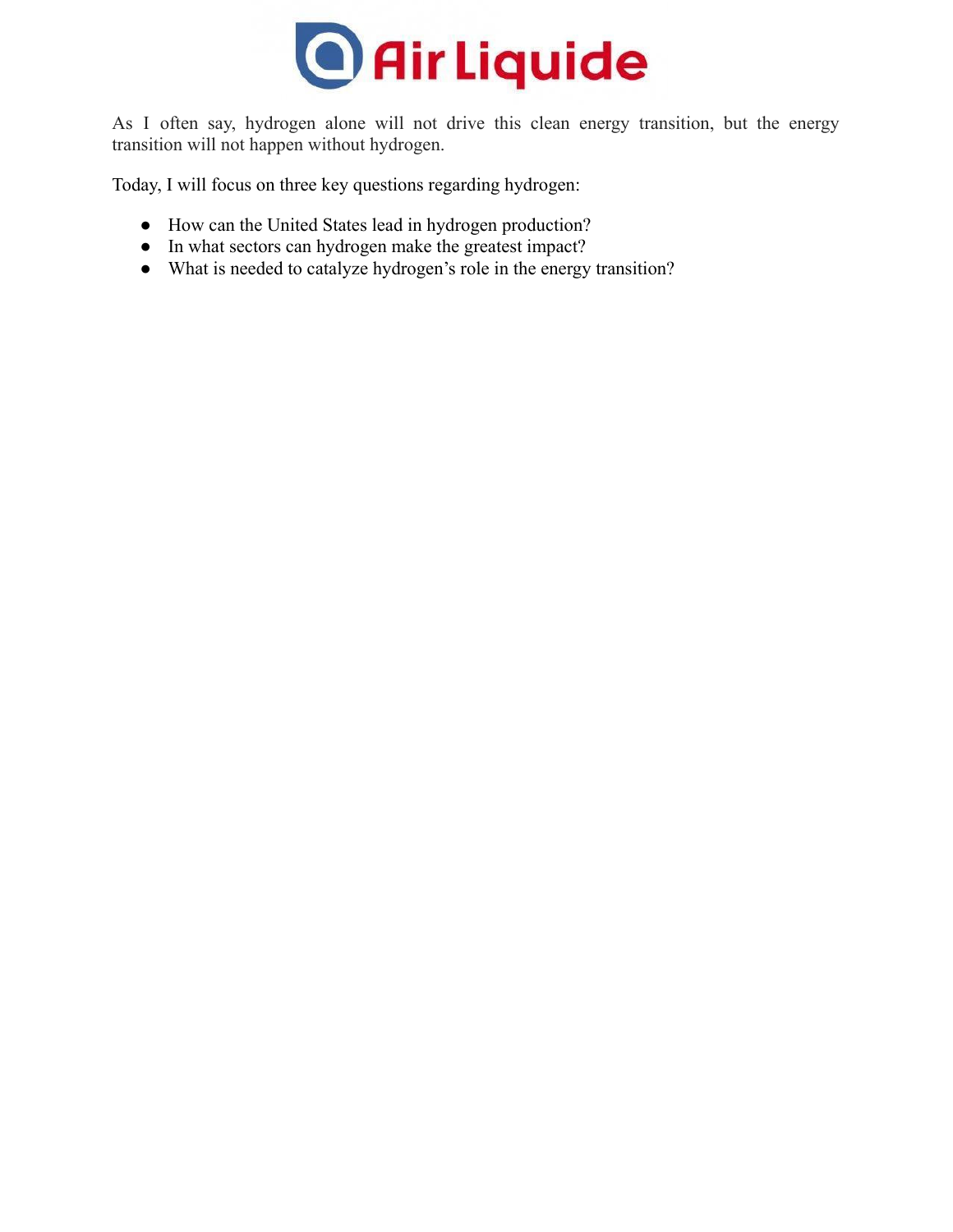As I often say, hydrogen alone will not drive this clean energy transition, but the energy transition will not happen without hydrogen.

Today, I will focus on three key questions regarding hydrogen:

- How can the United States lead in hydrogen production?
- In what sectors can hydrogen make the greatest impact?
- What is needed to catalyze hydrogen's role in the energy transition?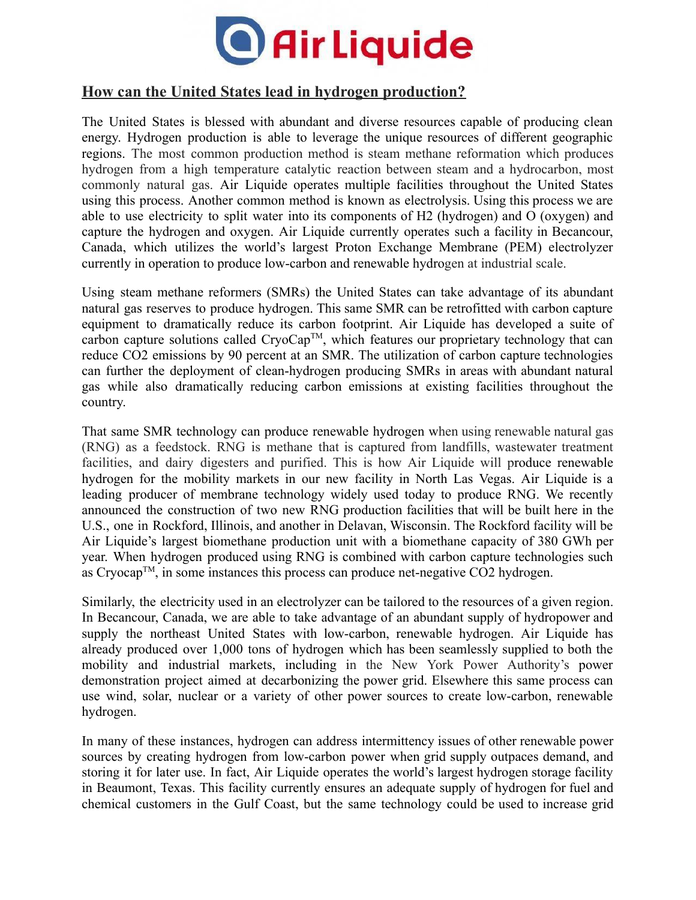## How can the United States lead in hydrogen production?

The United States is blessed with abundant and diverse resources capable of producing clean energy. Hydrogen production is able to leverage the unique resources of different geographic regions. The most common production method is steam methane reformation which produces hydrogen from a high temperature catalytic reaction between steam and a hydrocarbon, most commonly natural gas. Air Liquide operates multiple facilities throughout the United States using this process. Another common method is known as electrolysis. Using this process we are able to use electricity to split water into its components of H2 (hydrogen) and O (oxygen) and capture the hydrogen and oxygen. Air Liquide currently operates such a facility in Becancour, Canada, which utilizes the world's largest Proton Exchange Membrane (PEM) electrolyzer currently in operation to produce low-carbon and renewable hydrogen at industrial scale.

Using steam methane reformers (SMRs) the United States can take advantage of its abundant natural gas reserves to produce hydrogen. This same SMR can be retrofitted with carbon capture equipment to dramatically reduce its carbon footprint. Air Liquide has developed a suite of carbon capture solutions called CryoCap™, which features our proprietary technology that can reduce CO2 emissions by 90 percent at an SMR. The utilization of carbon capture technologies can further the deployment of clean-hydrogen producing SMRs in areas with abundant natural gas while also dramatically reducing carbon emissions at existing facilities throughout the country.

That same SMR technology can produce renewable hydrogen when using renewable natural gas (RNG) as a feedstock. RNG is methane that is captured from landfills, wastewater treatment facilities, and dairy digesters and purified. This is how Air Liquide will produce renewable hydrogen for the mobility markets in our new facility in North Las Vegas. Air Liquide is a leading producer of membrane technology widely used today to produce RNG. We recently announced the construction of two new RNG production facilities that will be built here in the U.S., one in Rockford, Illinois, and another in Delavan, Wisconsin. The Rockford facility will be Air Liquide's largest biomethane production unit with a biomethane capacity of 380 GWh per year. When hydrogen produced using RNG is combined with carbon capture technologies such as Cryocap™, in some instances this process can produce net-negative CO2 hydrogen.

Similarly, the electricity used in an electrolyzer can be tailored to the resources of a given region. In Becancour, Canada, we are able to take advantage of an abundant supply of hydropower and supply the northeast United States with low-carbon, renewable hydrogen. Air Liquide has already produced over 1,000 tons of hydrogen which has been seamlessly supplied to both the mobility and industrial markets, including in the New York Power Authority's power demonstration project aimed at decarbonizing the power grid. Elsewhere this same process can use wind, solar, nuclear or a variety of other power sources to create low-carbon, renewable hydrogen.

In many of these instances, hydrogen can address intermittency issues of other renewable power sources by creating hydrogen from low-carbon power when grid supply outpaces demand, and storing it for later use. In fact, Air Liquide operates the world's largest hydrogen storage facility in Beaumont, Texas. This facility currently ensures an adequate supply of hydrogen for fuel and chemical customers in the Gulf Coast, but the same technology could be used to increase grid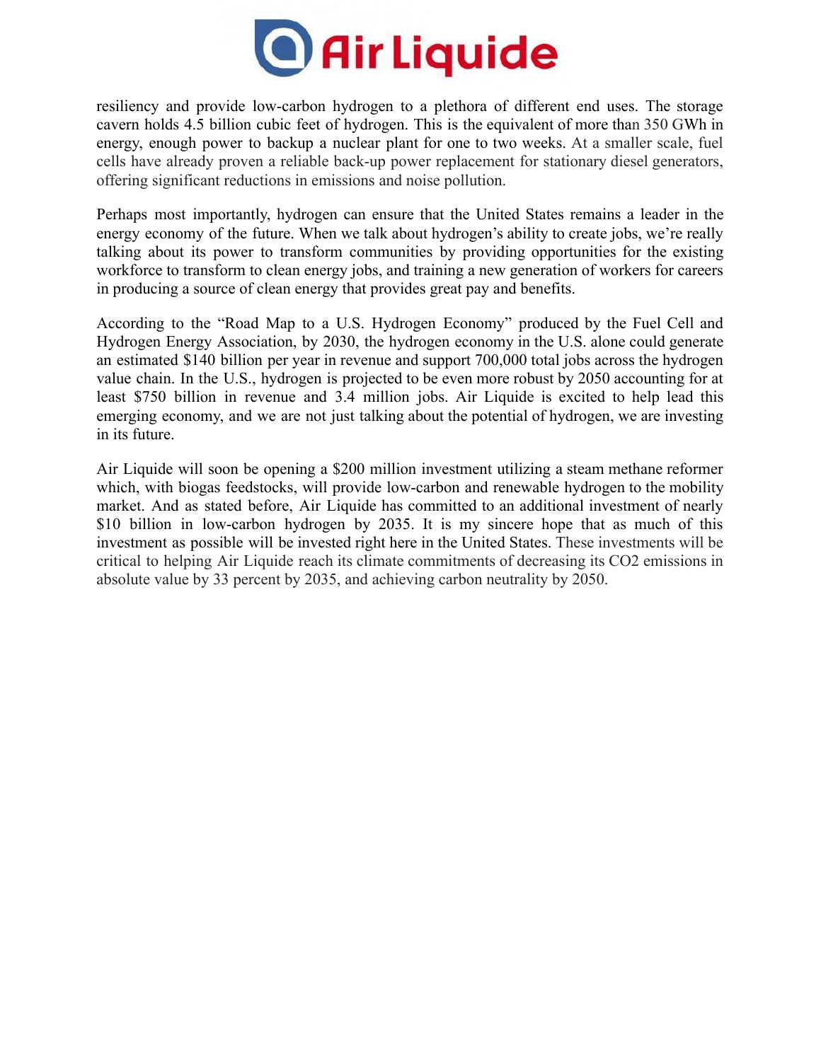resiliency and provide low-carbon hydrogen to a plethora of different end uses. The storage cavern holds 4.5 billion cubic feet of hydrogen. This is the equivalent of more than 350 GWh in energy, enough power to backup a nuclear plant for one to two weeks. At a smaller scale, fuel cells have already proven a reliable back-up power replacement for stationary diesel generators, offering significant reductions in emissions and noise pollution.

Perhaps most importantly, hydrogen can ensure that the United States remains a leader in the energy economy of the future. When we talk about hydrogen's ability to create jobs, we're really talking about its power to transform communities by providing opportunities for the existing workforce to transform to clean energy jobs, and training a new generation of workers for careers in producing a source of clean energy that provides great pay and benefits.

According to the "Road Map to a U.S. Hydrogen Economy" produced by the Fuel Cell and Hydrogen Energy Association, by 2030, the hydrogen economy in the U.S. alone could generate an estimated $140 billion per year in revenue and support 700,000 total jobs across the hydrogen value chain. In the U.S., hydrogen is projected to be even more robust by 2050 accounting for at least $750 billion in revenue and 3.4 million jobs. Air Liquide is excited to help lead this emerging economy, and we are not just talking about the potential of hydrogen, we are investing in its future.

Air Liquide will soon be opening a $200 million investment utilizing a steam methane reformer which, with biogas feedstocks, will provide low-carbon and renewable hydrogen to the mobility market. And as stated before, Air Liquide has committed to an additional investment of nearly $10 billion in low-carbon hydrogen by 2035. It is my sincere hope that as much of this investment as possible will be invested right here in the United States. These investments will be critical to helping Air Liquide reach its climate commitments of decreasing its $CO_2$ emissions in absolute value by 33 percent by 2035, and achieving carbon neutrality by 2050.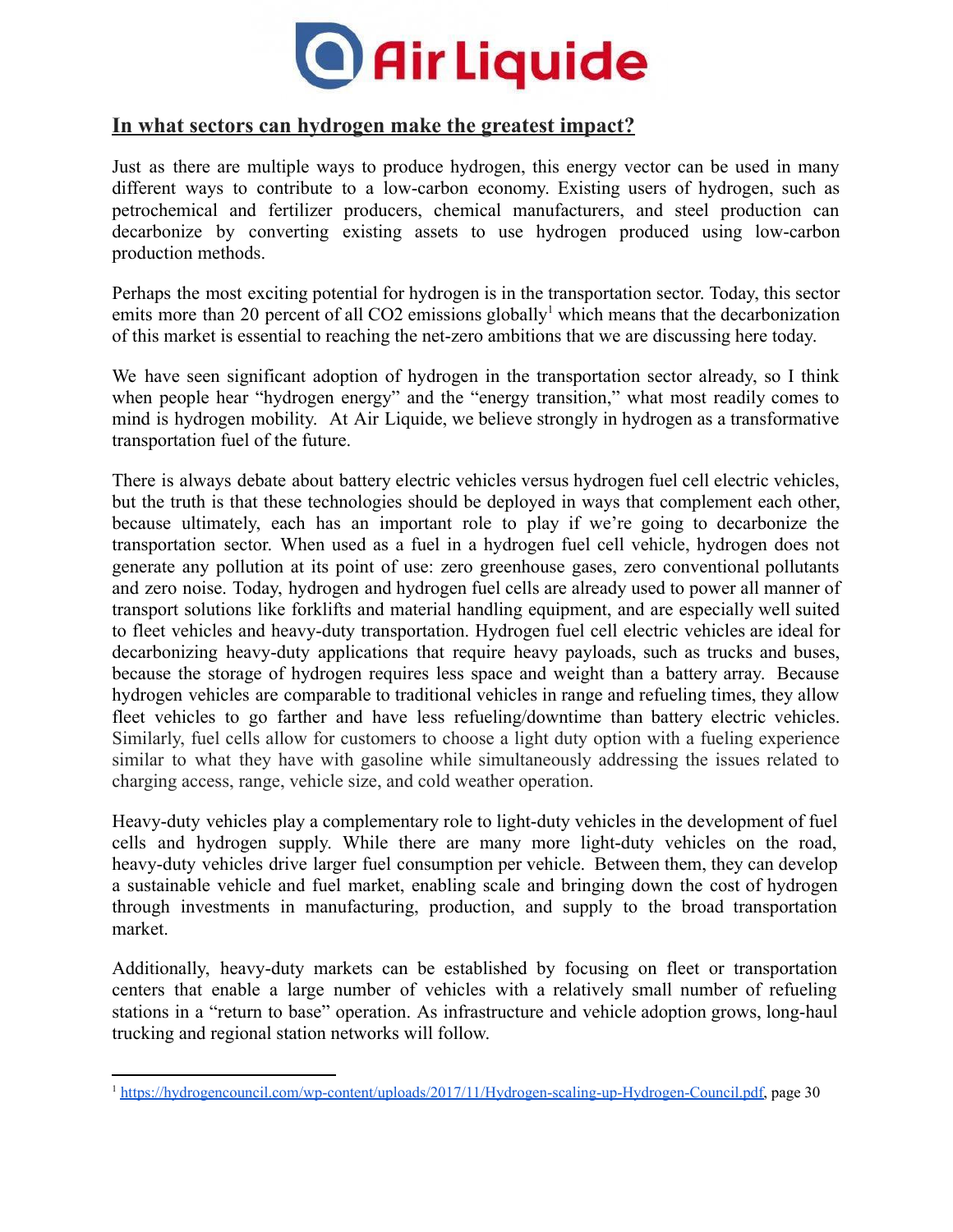## In what sectors can hydrogen make the greatest impact?

Just as there are multiple ways to produce hydrogen, this energy vector can be used in many different ways to contribute to a low-carbon economy. Existing users of hydrogen, such as petrochemical and fertilizer producers, chemical manufacturers, and steel production can decarbonize by converting existing assets to use hydrogen produced using low-carbon production methods.

Perhaps the most exciting potential for hydrogen is in the transportation sector. Today, this sector emits more than 20 percent of all CO2 emissions globally[1] which means that the decarbonization of this market is essential to reaching the net-zero ambitions that we are discussing here today.

We have seen significant adoption of hydrogen in the transportation sector already, so I think when people hear "hydrogen energy" and the "energy transition," what most readily comes to mind is hydrogen mobility. At Air Liquide, we believe strongly in hydrogen as a transformative transportation fuel of the future.

There is always debate about battery electric vehicles versus hydrogen fuel cell electric vehicles, but the truth is that these technologies should be deployed in ways that complement each other, because ultimately, each has an important role to play if we're going to decarbonize the transportation sector. When used as a fuel in a hydrogen fuel cell vehicle, hydrogen does not generate any pollution at its point of use: zero greenhouse gases, zero conventional pollutants and zero noise. Today, hydrogen and hydrogen fuel cells are already used to power all manner of transport solutions like forklifts and material handling equipment, and are especially well suited to fleet vehicles and heavy-duty transportation. Hydrogen fuel cell electric vehicles are ideal for decarbonizing heavy-duty applications that require heavy payloads, such as trucks and buses, because the storage of hydrogen requires less space and weight than a battery array. Because hydrogen vehicles are comparable to traditional vehicles in range and refueling times, they allow fleet vehicles to go farther and have less refueling/downtime than battery electric vehicles. Similarly, fuel cells allow for customers to choose a light duty option with a fueling experience similar to what they have with gasoline while simultaneously addressing the issues related to charging access, range, vehicle size, and cold weather operation.

Heavy-duty vehicles play a complementary role to light-duty vehicles in the development of fuel cells and hydrogen supply. While there are many more light-duty vehicles on the road, heavy-duty vehicles drive larger fuel consumption per vehicle. Between them, they can develop a sustainable vehicle and fuel market, enabling scale and bringing down the cost of hydrogen through investments in manufacturing, production, and supply to the broad transportation market.

Additionally, heavy-duty markets can be established by focusing on fleet or transportation centers that enable a large number of vehicles with a relatively small number of refueling stations in a "return to base" operation. As infrastructure and vehicle adoption grows, long-haul trucking and regional station networks will follow.

---

[1] https://hydrogencouncil.com/wp-content/uploads/2017/11/Hydrogen-scaling-up-Hydrogen-Council.pdf, page 30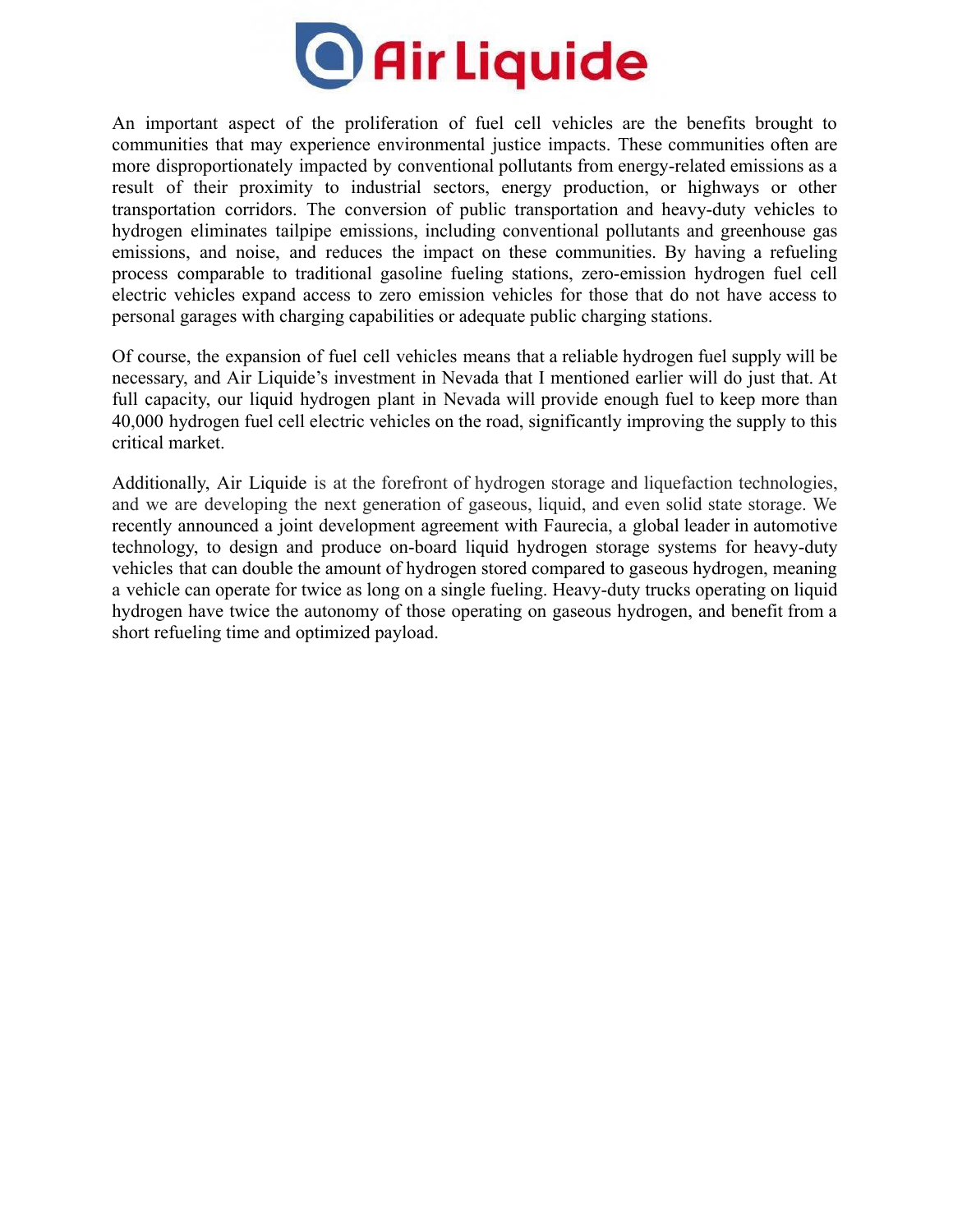An important aspect of the proliferation of fuel cell vehicles are the benefits brought to communities that may experience environmental justice impacts. These communities often are more disproportionately impacted by conventional pollutants from energy-related emissions as a result of their proximity to industrial sectors, energy production, or highways or other transportation corridors. The conversion of public transportation and heavy-duty vehicles to hydrogen eliminates tailpipe emissions, including conventional pollutants and greenhouse gas emissions, and noise, and reduces the impact on these communities. By having a refueling process comparable to traditional gasoline fueling stations, zero-emission hydrogen fuel cell electric vehicles expand access to zero emission vehicles for those that do not have access to personal garages with charging capabilities or adequate public charging stations.

Of course, the expansion of fuel cell vehicles means that a reliable hydrogen fuel supply will be necessary, and Air Liquide's investment in Nevada that I mentioned earlier will do just that. At full capacity, our liquid hydrogen plant in Nevada will provide enough fuel to keep more than 40,000 hydrogen fuel cell electric vehicles on the road, significantly improving the supply to this critical market.

Additionally, Air Liquide is at the forefront of hydrogen storage and liquefaction technologies, and we are developing the next generation of gaseous, liquid, and even solid state storage. We recently announced a joint development agreement with Faurecia, a global leader in automotive technology, to design and produce on-board liquid hydrogen storage systems for heavy-duty vehicles that can double the amount of hydrogen stored compared to gaseous hydrogen, meaning a vehicle can operate for twice as long on a single fueling. Heavy-duty trucks operating on liquid hydrogen have twice the autonomy of those operating on gaseous hydrogen, and benefit from a short refueling time and optimized payload.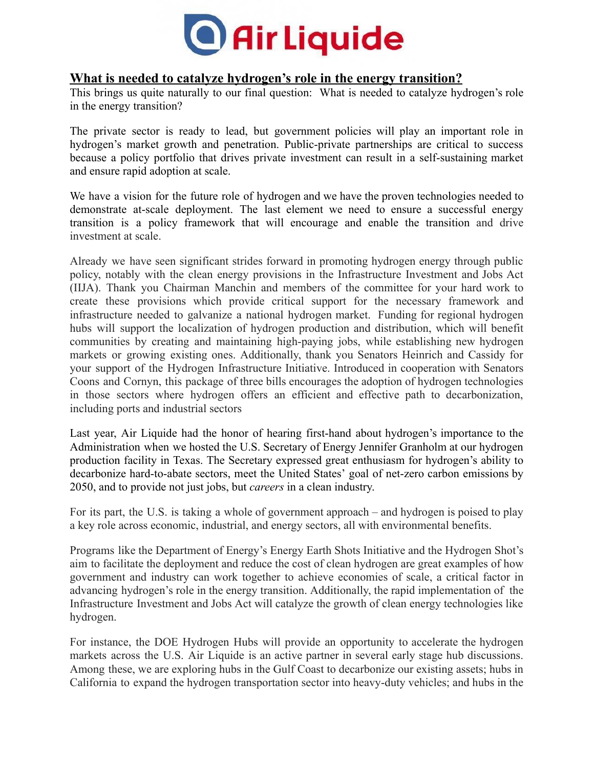## What is needed to catalyze hydrogen's role in the energy transition?

This brings us quite naturally to our final question: What is needed to catalyze hydrogen's role in the energy transition?

The private sector is ready to lead, but government policies will play an important role in hydrogen's market growth and penetration. Public-private partnerships are critical to success because a policy portfolio that drives private investment can result in a self-sustaining market and ensure rapid adoption at scale.

We have a vision for the future role of hydrogen and we have the proven technologies needed to demonstrate at-scale deployment. The last element we need to ensure a successful energy transition is a policy framework that will encourage and enable the transition and drive investment at scale.

Already we have seen significant strides forward in promoting hydrogen energy through public policy, notably with the clean energy provisions in the Infrastructure Investment and Jobs Act (IIJA). Thank you Chairman Manchin and members of the committee for your hard work to create these provisions which provide critical support for the necessary framework and infrastructure needed to galvanize a national hydrogen market. Funding for regional hydrogen hubs will support the localization of hydrogen production and distribution, which will benefit communities by creating and maintaining high-paying jobs, while establishing new hydrogen markets or growing existing ones. Additionally, thank you Senators Heinrich and Cassidy for your support of the Hydrogen Infrastructure Initiative. Introduced in cooperation with Senators Coons and Cornyn, this package of three bills encourages the adoption of hydrogen technologies in those sectors where hydrogen offers an efficient and effective path to decarbonization, including ports and industrial sectors

Last year, Air Liquide had the honor of hearing first-hand about hydrogen's importance to the Administration when we hosted the U.S. Secretary of Energy Jennifer Granholm at our hydrogen production facility in Texas. The Secretary expressed great enthusiasm for hydrogen's ability to decarbonize hard-to-abate sectors, meet the United States' goal of net-zero carbon emissions by 2050, and to provide not just jobs, but *careers* in a clean industry.

For its part, the U.S. is taking a whole of government approach – and hydrogen is poised to play a key role across economic, industrial, and energy sectors, all with environmental benefits.

Programs like the Department of Energy's Energy Earth Shots Initiative and the Hydrogen Shot's aim to facilitate the deployment and reduce the cost of clean hydrogen are great examples of how government and industry can work together to achieve economies of scale, a critical factor in advancing hydrogen's role in the energy transition. Additionally, the rapid implementation of the Infrastructure Investment and Jobs Act will catalyze the growth of clean energy technologies like hydrogen.

For instance, the DOE Hydrogen Hubs will provide an opportunity to accelerate the hydrogen markets across the U.S. Air Liquide is an active partner in several early stage hub discussions. Among these, we are exploring hubs in the Gulf Coast to decarbonize our existing assets; hubs in California to expand the hydrogen transportation sector into heavy-duty vehicles; and hubs in the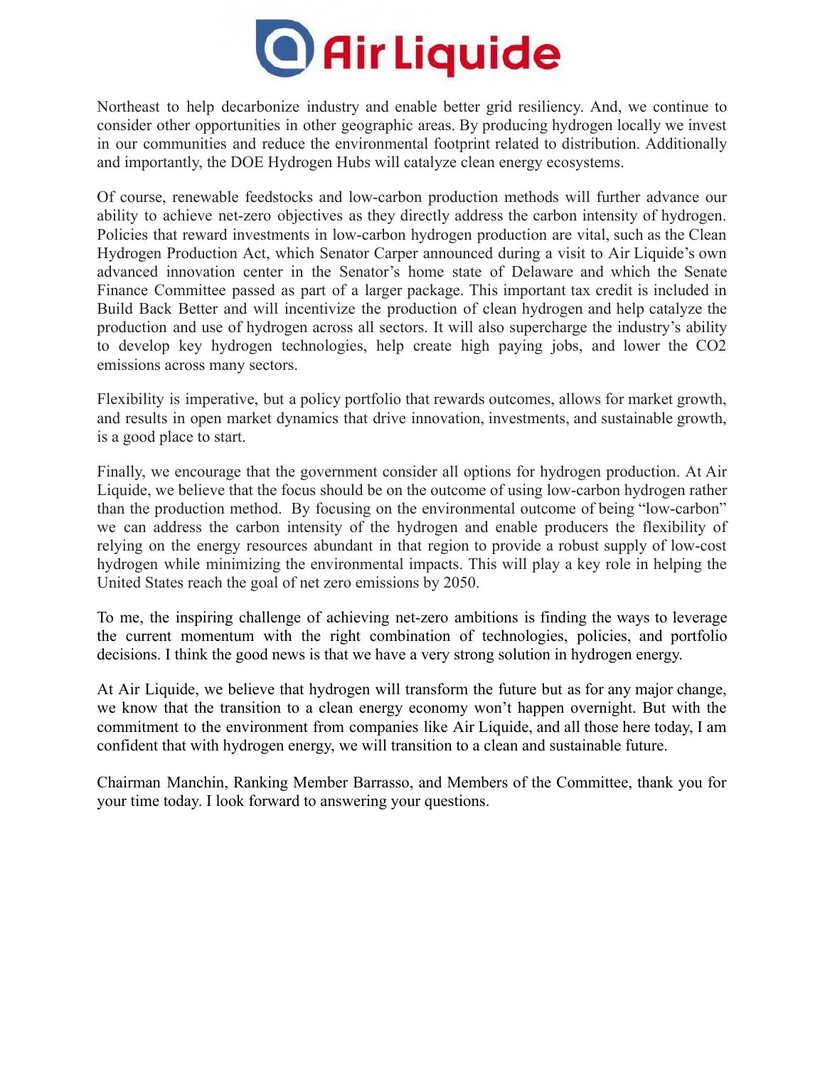Northeast to help decarbonize industry and enable better grid resiliency. And, we continue to consider other opportunities in other geographic areas. By producing hydrogen locally we invest in our communities and reduce the environmental footprint related to distribution. Additionally and importantly, the DOE Hydrogen Hubs will catalyze clean energy ecosystems.

Of course, renewable feedstocks and low-carbon production methods will further advance our ability to achieve net-zero objectives as they directly address the carbon intensity of hydrogen. Policies that reward investments in low-carbon hydrogen production are vital, such as the Clean Hydrogen Production Act, which Senator Carper announced during a visit to Air Liquide's own advanced innovation center in the Senator's home state of Delaware and which the Senate Finance Committee passed as part of a larger package. This important tax credit is included in Build Back Better and will incentivize the production of clean hydrogen and help catalyze the production and use of hydrogen across all sectors. It will also supercharge the industry's ability to develop key hydrogen technologies, help create high paying jobs, and lower the $CO_2$ emissions across many sectors.

Flexibility is imperative, but a policy portfolio that rewards outcomes, allows for market growth, and results in open market dynamics that drive innovation, investments, and sustainable growth, is a good place to start.

Finally, we encourage that the government consider all options for hydrogen production. At Air Liquide, we believe that the focus should be on the outcome of using low-carbon hydrogen rather than the production method. By focusing on the environmental outcome of being "low-carbon" we can address the carbon intensity of the hydrogen and enable producers the flexibility of relying on the energy resources abundant in that region to provide a robust supply of low-cost hydrogen while minimizing the environmental impacts. This will play a key role in helping the United States reach the goal of net zero emissions by 2050.

To me, the inspiring challenge of achieving net-zero ambitions is finding the ways to leverage the current momentum with the right combination of technologies, policies, and portfolio decisions. I think the good news is that we have a very strong solution in hydrogen energy.

At Air Liquide, we believe that hydrogen will transform the future but as for any major change, we know that the transition to a clean energy economy won't happen overnight. But with the commitment to the environment from companies like Air Liquide, and all those here today, I am confident that with hydrogen energy, we will transition to a clean and sustainable future.

Chairman Manchin, Ranking Member Barrasso, and Members of the Committee, thank you for your time today. I look forward to answering your questions.